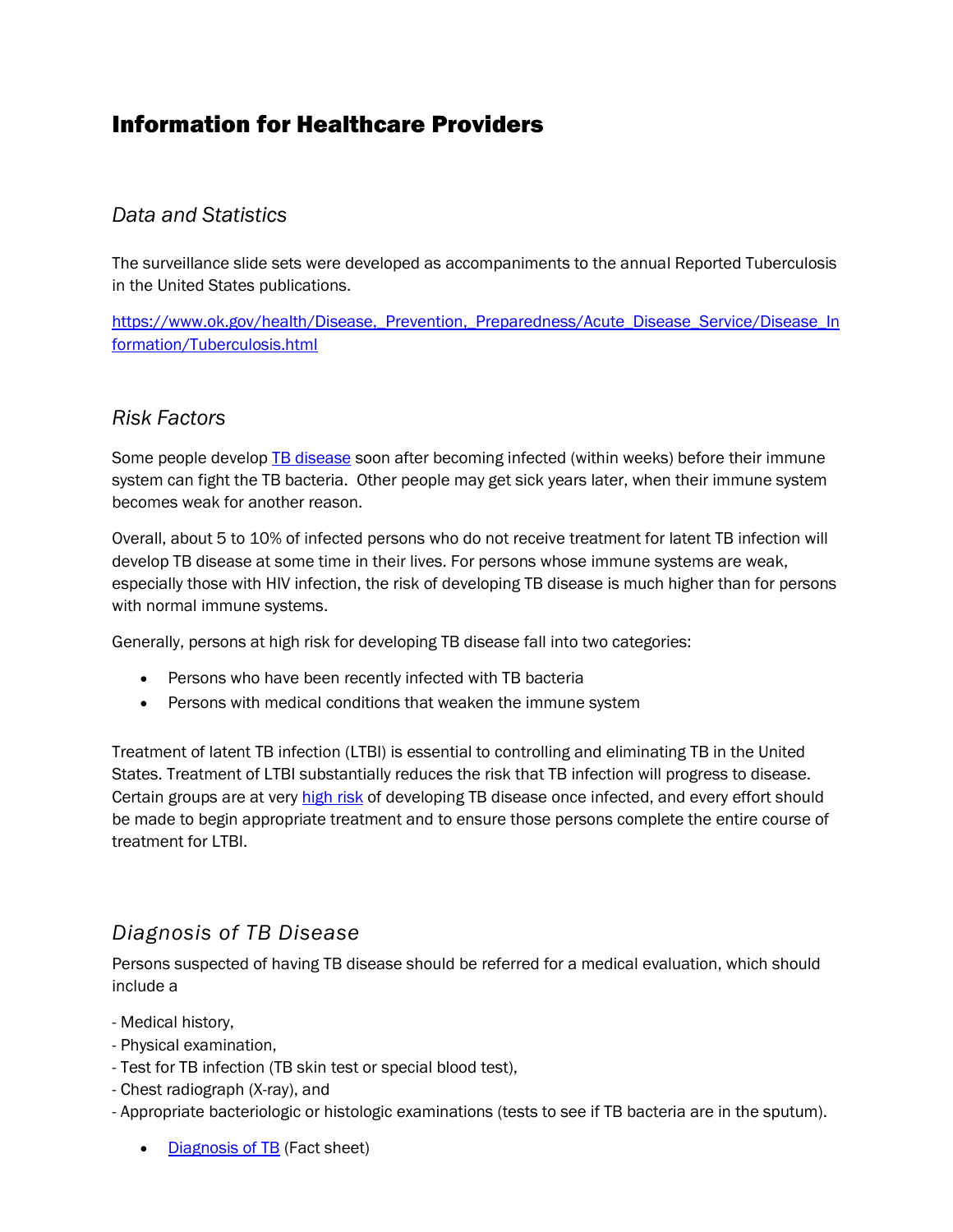# Information for Healthcare Providers

## *Data and Statistics*

The surveillance slide sets were developed as accompaniments to the annual Reported Tuberculosis in the United States publications.

[https://www.ok.gov/health/Disease,_Prevention,_Preparedness/Acute_Disease_Service/Disease_Information/Tuberculosis.html](https://www.ok.gov/health/Disease,_Prevention,_Preparedness/Acute_Disease_Service/Disease_Information/Tuberculosis.html)

## *Risk Factors*

Some people develop [TB disease](#) soon after becoming infected (within weeks) before their immune system can fight the TB bacteria. Other people may get sick years later, when their immune system becomes weak for another reason.

Overall, about 5 to 10% of infected persons who do not receive treatment for latent TB infection will develop TB disease at some time in their lives. For persons whose immune systems are weak, especially those with HIV infection, the risk of developing TB disease is much higher than for persons with normal immune systems.

Generally, persons at high risk for developing TB disease fall into two categories:

- Persons who have been recently infected with TB bacteria
- Persons with medical conditions that weaken the immune system

Treatment of latent TB infection (LTBI) is essential to controlling and eliminating TB in the United States. Treatment of LTBI substantially reduces the risk that TB infection will progress to disease. Certain groups are at very [high risk](#) of developing TB disease once infected, and every effort should be made to begin appropriate treatment and to ensure those persons complete the entire course of treatment for LTBI.

## *Diagnosis of TB Disease*

Persons suspected of having TB disease should be referred for a medical evaluation, which should include a

- Medical history,
- Physical examination,
- Test for TB infection (TB skin test or special blood test),
- Chest radiograph (X-ray), and
- Appropriate bacteriologic or histologic examinations (tests to see if TB bacteria are in the sputum).

- [Diagnosis of TB](#) (Fact sheet)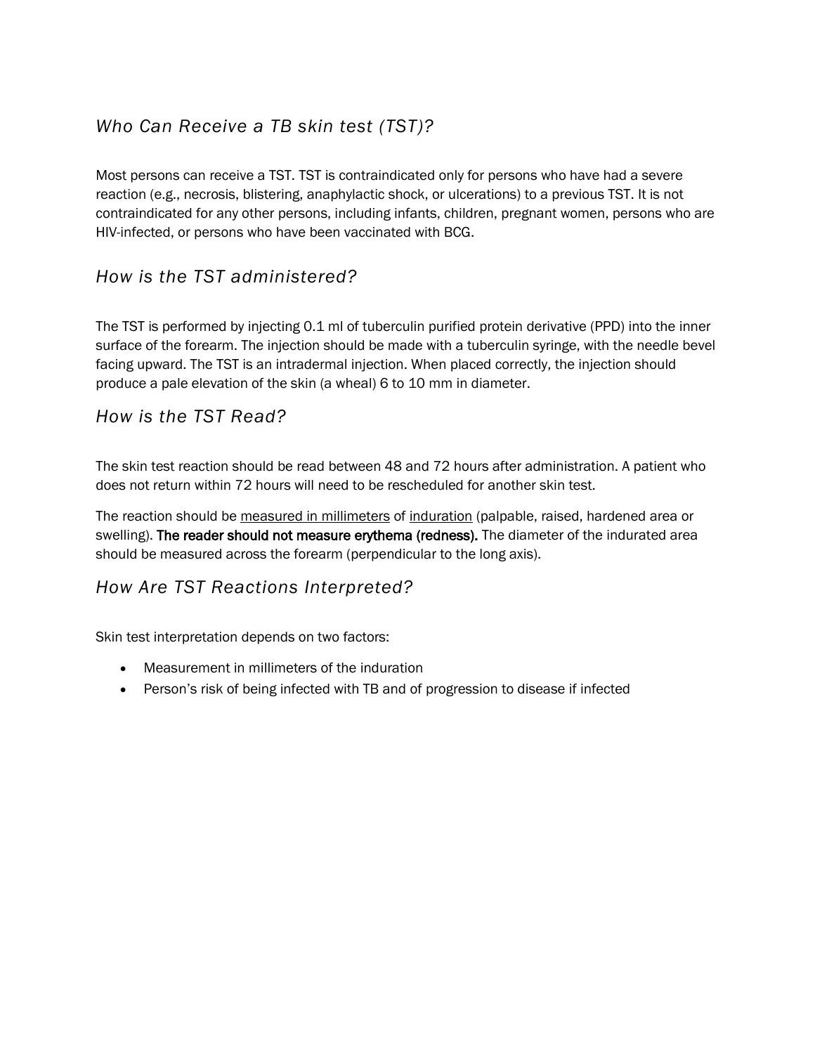## *Who Can Receive a TB skin test (TST)?*

Most persons can receive a TST. TST is contraindicated only for persons who have had a severe reaction (e.g., necrosis, blistering, anaphylactic shock, or ulcerations) to a previous TST. It is not contraindicated for any other persons, including infants, children, pregnant women, persons who are HIV-infected, or persons who have been vaccinated with BCG.

## *How is the TST administered?*

The TST is performed by injecting 0.1 ml of tuberculin purified protein derivative (PPD) into the inner surface of the forearm. The injection should be made with a tuberculin syringe, with the needle bevel facing upward. The TST is an intradermal injection. When placed correctly, the injection should produce a pale elevation of the skin (a wheal) 6 to 10 mm in diameter.

## *How is the TST Read?*

The skin test reaction should be read between 48 and 72 hours after administration. A patient who does not return within 72 hours will need to be rescheduled for another skin test.

The reaction should be measured in millimeters of induration (palpable, raised, hardened area or swelling). **The reader should not measure erythema (redness).** The diameter of the indurated area should be measured across the forearm (perpendicular to the long axis).

## *How Are TST Reactions Interpreted?*

Skin test interpretation depends on two factors:

- Measurement in millimeters of the induration
- Person's risk of being infected with TB and of progression to disease if infected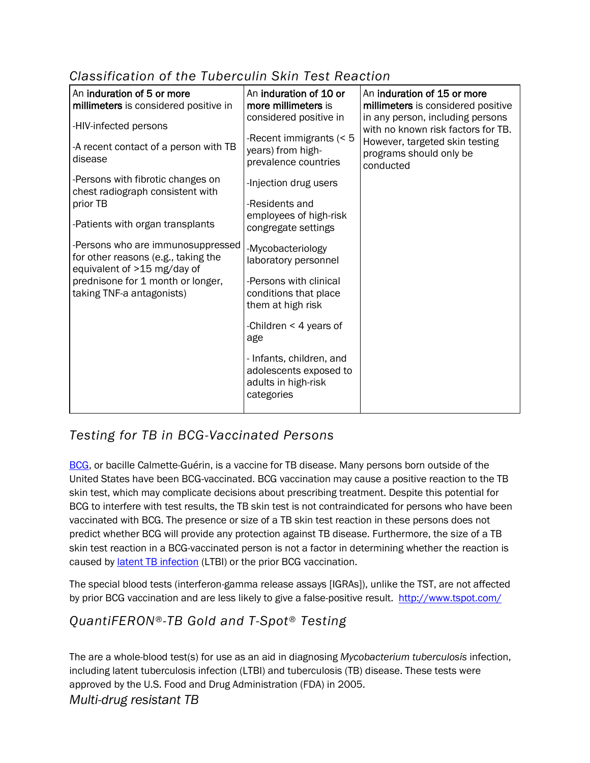## *Classification of the Tuberculin Skin Test Reaction*

| An **induration of 5 or more millimeters** is considered positive in | An **induration of 10 or more millimeters** is considered positive in | An **induration of 15 or more millimeters** is considered positive in any person, including persons with no known risk factors for TB. However, targeted skin testing programs should only be conducted |
|---|---|---|
| -HIV-infected persons<br><br>-A recent contact of a person with TB disease<br><br>-Persons with fibrotic changes on chest radiograph consistent with prior TB<br><br>-Patients with organ transplants<br><br>-Persons who are immunosuppressed for other reasons (e.g., taking the equivalent of >15 mg/day of prednisone for 1 month or longer, taking TNF-a antagonists) | -Recent immigrants (< 5 years) from high-prevalence countries<br><br>-Injection drug users<br><br>-Residents and employees of high-risk congregate settings<br><br>-Mycobacteriology laboratory personnel<br><br>-Persons with clinical conditions that place them at high risk<br><br>-Children < 4 years of age<br><br>- Infants, children, and adolescents exposed to adults in high-risk categories | |

## *Testing for TB in BCG-Vaccinated Persons*

BCG, or bacille Calmette-Guérin, is a vaccine for TB disease. Many persons born outside of the United States have been BCG-vaccinated. BCG vaccination may cause a positive reaction to the TB skin test, which may complicate decisions about prescribing treatment. Despite this potential for BCG to interfere with test results, the TB skin test is not contraindicated for persons who have been vaccinated with BCG. The presence or size of a TB skin test reaction in these persons does not predict whether BCG will provide any protection against TB disease. Furthermore, the size of a TB skin test reaction in a BCG-vaccinated person is not a factor in determining whether the reaction is caused by latent TB infection (LTBI) or the prior BCG vaccination.

The special blood tests (interferon-gamma release assays [IGRAs]), unlike the TST, are not affected by prior BCG vaccination and are less likely to give a false-positive result. http://www.tspot.com/

## *QuantiFERON®-TB Gold and T-Spot® Testing*

The are a whole-blood test(s) for use as an aid in diagnosing *Mycobacterium tuberculosis* infection, including latent tuberculosis infection (LTBI) and tuberculosis (TB) disease. These tests were approved by the U.S. Food and Drug Administration (FDA) in 2005.

## *Multi-drug resistant TB*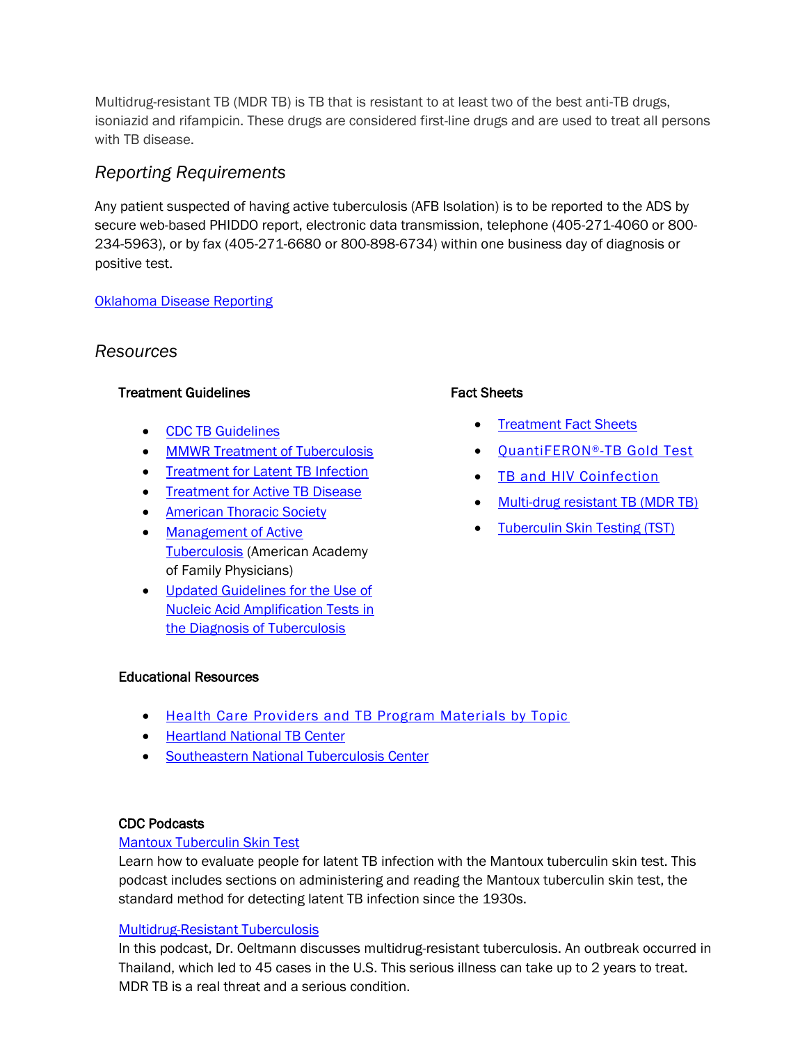Multidrug-resistant TB (MDR TB) is TB that is resistant to at least two of the best anti-TB drugs, isoniazid and rifampicin. These drugs are considered first-line drugs and are used to treat all persons with TB disease.

## *Reporting Requirements*

Any patient suspected of having active tuberculosis (AFB Isolation) is to be reported to the ADS by secure web-based PHIDDO report, electronic data transmission, telephone (405-271-4060 or 800-234-5963), or by fax (405-271-6680 or 800-898-6734) within one business day of diagnosis or positive test.

Oklahoma Disease Reporting

## *Resources*

### Treatment Guidelines

- CDC TB Guidelines
- MMWR Treatment of Tuberculosis
- Treatment for Latent TB Infection
- Treatment for Active TB Disease
- American Thoracic Society
- Management of Active Tuberculosis (American Academy of Family Physicians)
- Updated Guidelines for the Use of Nucleic Acid Amplification Tests in the Diagnosis of Tuberculosis

### Fact Sheets

- Treatment Fact Sheets
- QuantiFERON®-TB Gold Test
- TB and HIV Coinfection
- Multi-drug resistant TB (MDR TB)
- Tuberculin Skin Testing (TST)

### Educational Resources

- Health Care Providers and TB Program Materials by Topic
- Heartland National TB Center
- Southeastern National Tuberculosis Center

### CDC Podcasts

Mantoux Tuberculin Skin Test

Learn how to evaluate people for latent TB infection with the Mantoux tuberculin skin test. This podcast includes sections on administering and reading the Mantoux tuberculin skin test, the standard method for detecting latent TB infection since the 1930s.

Multidrug-Resistant Tuberculosis

In this podcast, Dr. Oeltmann discusses multidrug-resistant tuberculosis. An outbreak occurred in Thailand, which led to 45 cases in the U.S. This serious illness can take up to 2 years to treat. MDR TB is a real threat and a serious condition.